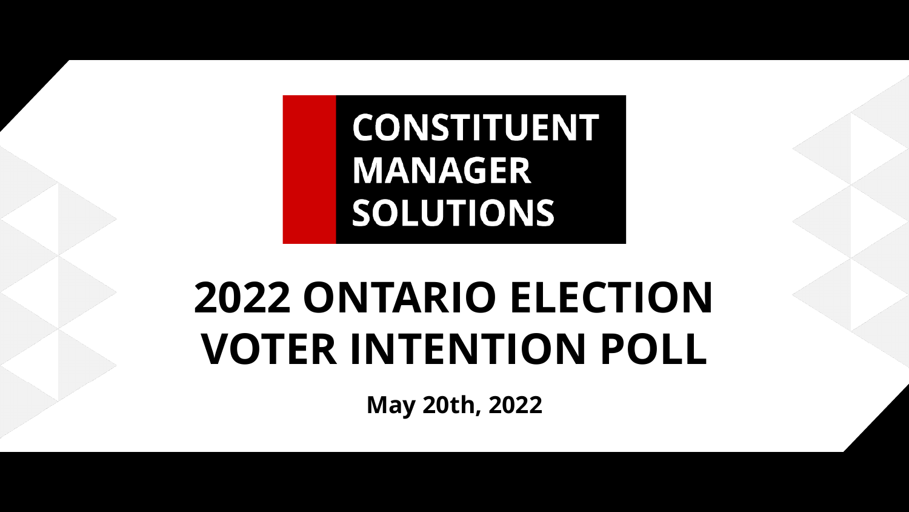**CONSTITUENT MANAGER SOLUTIONS**

# 2022 ONTARIO ELECTION VOTER INTENTION POLL

**May 20th, 2022**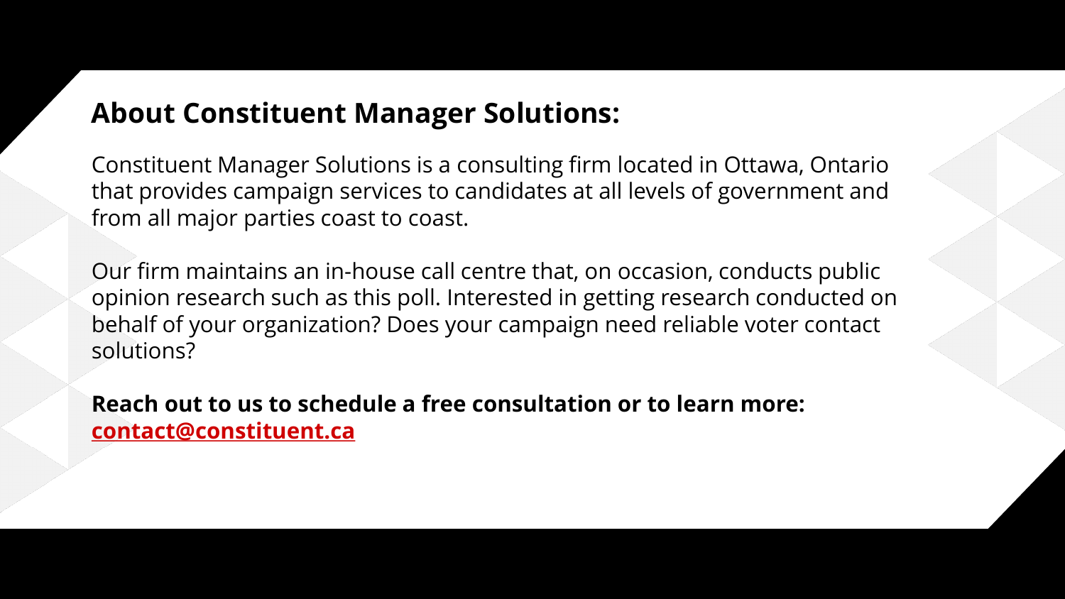## About Constituent Manager Solutions:

Constituent Manager Solutions is a consulting firm located in Ottawa, Ontario that provides campaign services to candidates at all levels of government and from all major parties coast to coast.

Our firm maintains an in-house call centre that, on occasion, conducts public opinion research such as this poll. Interested in getting research conducted on behalf of your organization? Does your campaign need reliable voter contact solutions?

**Reach out to us to schedule a free consultation or to learn more:**
**contact@constituent.ca**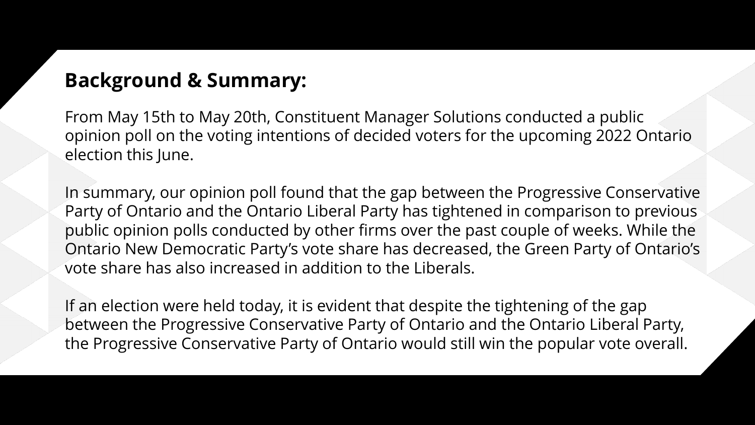## Background & Summary:

From May 15th to May 20th, Constituent Manager Solutions conducted a public opinion poll on the voting intentions of decided voters for the upcoming 2022 Ontario election this June.

In summary, our opinion poll found that the gap between the Progressive Conservative Party of Ontario and the Ontario Liberal Party has tightened in comparison to previous public opinion polls conducted by other firms over the past couple of weeks. While the Ontario New Democratic Party's vote share has decreased, the Green Party of Ontario's vote share has also increased in addition to the Liberals.

If an election were held today, it is evident that despite the tightening of the gap between the Progressive Conservative Party of Ontario and the Ontario Liberal Party, the Progressive Conservative Party of Ontario would still win the popular vote overall.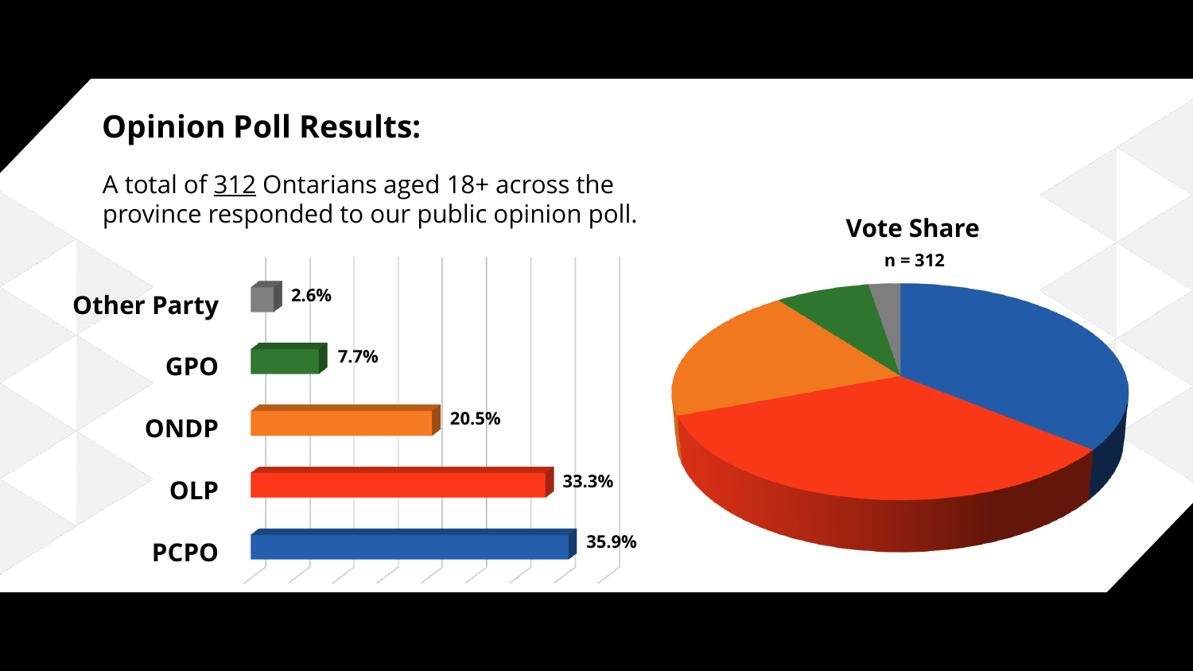# Opinion Poll Results:

A total of 312 Ontarians aged 18+ across the province responded to our public opinion poll.

| Party | Share |
|---|---|
| Other Party | 2.6% |
| GPO | 7.7% |
| ONDP | 20.5% |
| OLP | 33.3% |
| PCPO | 35.9% |

**Vote Share**

**n = 312**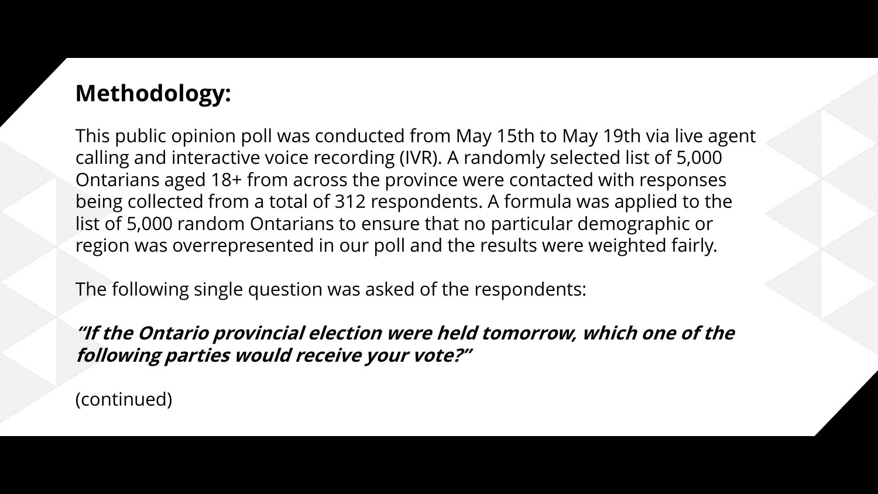## Methodology:

This public opinion poll was conducted from May 15th to May 19th via live agent calling and interactive voice recording (IVR). A randomly selected list of 5,000 Ontarians aged 18+ from across the province were contacted with responses being collected from a total of 312 respondents. A formula was applied to the list of 5,000 random Ontarians to ensure that no particular demographic or region was overrepresented in our poll and the results were weighted fairly.

The following single question was asked of the respondents:

***"If the Ontario provincial election were held tomorrow, which one of the following parties would receive your vote?"***

(continued)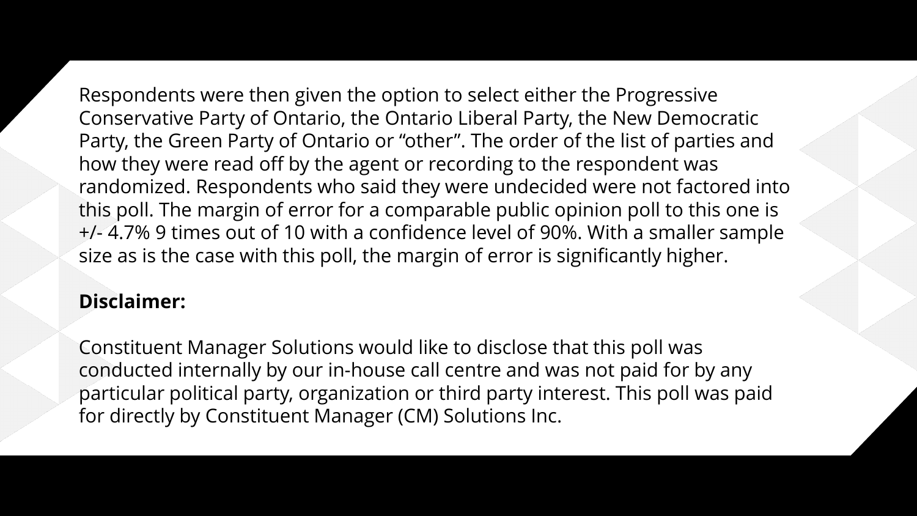Respondents were then given the option to select either the Progressive Conservative Party of Ontario, the Ontario Liberal Party, the New Democratic Party, the Green Party of Ontario or “other”. The order of the list of parties and how they were read off by the agent or recording to the respondent was randomized. Respondents who said they were undecided were not factored into this poll. The margin of error for a comparable public opinion poll to this one is +/- 4.7% 9 times out of 10 with a confidence level of 90%. With a smaller sample size as is the case with this poll, the margin of error is significantly higher.

**Disclaimer:**

Constituent Manager Solutions would like to disclose that this poll was conducted internally by our in-house call centre and was not paid for by any particular political party, organization or third party interest. This poll was paid for directly by Constituent Manager (CM) Solutions Inc.